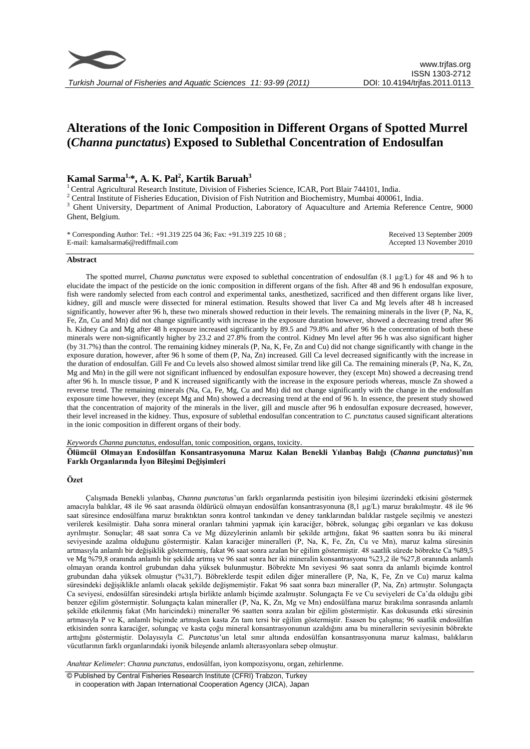# Alterations of the Ionic Composition in Different Organs of Spotted Murrel (*Channa punctatus*) Exposed to Sublethal Concentration of Endosulfan

**Kamal Sarma[1,*], A. K. Pal[2], Kartik Baruah[3]**

[1] Central Agricultural Research Institute, Division of Fisheries Science, ICAR, Port Blair 744101, India.
[2] Central Institute of Fisheries Education, Division of Fish Nutrition and Biochemistry, Mumbai 400061, India.
[3] Ghent University, Department of Animal Production, Laboratory of Aquaculture and Artemia Reference Centre, 9000 Ghent, Belgium.

\* Corresponding Author: Tel.: +91.319 225 04 36; Fax: +91.319 225 10 68 ;
E-mail: kamalsarma6@rediffmail.com

Received 13 September 2009
Accepted 13 November 2010

## Abstract

The spotted murrel, *Channa punctatus* were exposed to sublethal concentration of endosulfan (8.1 µg/L) for 48 and 96 h to elucidate the impact of the pesticide on the ionic composition in different organs of the fish. After 48 and 96 h endosulfan exposure, fish were randomly selected from each control and experimental tanks, anesthetized, sacrificed and then different organs like liver, kidney, gill and muscle were dissected for mineral estimation. Results showed that liver Ca and Mg levels after 48 h increased significantly, however after 96 h, these two minerals showed reduction in their levels. The remaining minerals in the liver (P, Na, K, Fe, Zn, Cu and Mn) did not change significantly with increase in the exposure duration however, showed a decreasing trend after 96 h. Kidney Ca and Mg after 48 h exposure increased significantly by 89.5 and 79.8% and after 96 h the concentration of both these minerals were non-significantly higher by 23.2 and 27.8% from the control. Kidney Mn level after 96 h was also significant higher (by 31.7%) than the control. The remaining kidney minerals (P, Na, K, Fe, Zn and Cu) did not change significantly with change in the exposure duration, however, after 96 h some of them (P, Na, Zn) increased. Gill Ca level decreased significantly with the increase in the duration of endosulfan. Gill Fe and Cu levels also showed almost similar trend like gill Ca. The remaining minerals (P, Na, K, Zn, Mg and Mn) in the gill were not significant influenced by endosulfan exposure however, they (except Mn) showed a decreasing trend after 96 h. In muscle tissue, P and K increased significantly with the increase in the exposure periods whereas, muscle Zn showed a reverse trend. The remaining minerals (Na, Ca, Fe, Mg, Cu and Mn) did not change significantly with the change in the endosulfan exposure time however, they (except Mg and Mn) showed a decreasing trend at the end of 96 h. In essence, the present study showed that the concentration of majority of the minerals in the liver, gill and muscle after 96 h endosulfan exposure decreased, however, their level increased in the kidney. Thus, exposure of sublethal endosulfan concentration to *C. punctatus* caused significant alterations in the ionic composition in different organs of their body.

*Keywords Channa punctatus*, endosulfan, tonic composition, organs, toxicity.

**Ölümcül Olmayan Endosülfan Konsantrasyonuna Maruz Kalan Benekli Yılanbaş Balığı (*Channa punctatus*)'nın Farklı Organlarında İyon Bileşimi Değişimleri**

## Özet

Çalışmada Benekli yılanbaş, *Channa punctatus*'un farklı organlarında pestisitin iyon bileşimi üzerindeki etkisini göstermek amacıyla balıklar, 48 ile 96 saat arasında öldürücü olmayan endosülfan konsantrasyonuna (8,1 µg/L) maruz bırakılmıştır. 48 ile 96 saat süresince endosülfana maruz bıraktıktan sonra kontrol tankından ve deney tanklarından balıklar rastgele seçilmiş ve anestezi verilerek kesilmiştir. Daha sonra mineral oranları tahmini yapmak için karaciğer, böbrek, solungaç gibi organları ve kas dokusu ayrılmıştır. Sonuçlar; 48 saat sonra Ca ve Mg düzeylerinin anlamlı bir şekilde arttığını, fakat 96 saatten sonra bu iki mineral seviyesinde azalma olduğunu göstermiştir. Kalan karaciğer mineralleri (P, Na, K, Fe, Zn, Cu ve Mn), maruz kalma süresinin artmasıyla anlamlı bir değişiklik göstermemiş, fakat 96 saat sonra azalan bir eğilim göstermiştir. 48 saatlik sürede böbrekte Ca %89,5 ve Mg %79,8 oranında anlamlı bir şekilde artmış ve 96 saat sonra her iki mineralin konsantrasyonu %23,2 ile %27,8 oranında anlamlı olmayan oranda kontrol grubundan daha yüksek bulunmuştur. Böbrekte Mn seviyesi 96 saat sonra da anlamlı biçimde kontrol grubundan daha yüksek olmuştur (%31,7). Böbreklerde tespit edilen diğer mineraller (P, Na, K, Fe, Zn ve Cu) maruz kalma süresindeki değişiklikle anlamlı olacak şekilde değişmemiştir. Fakat 96 saat sonra bazı mineraller (P, Na, Zn) artmıştır. Solungaçta Ca seviyesi, endosülfan süresindeki artışla birlikte anlamlı biçimde azalmıştır. Solungaçta Fe ve Cu seviyeleri de Ca'da olduğu gibi benzer eğilim göstermiştir. Solungaçta kalan mineraller (P, Na, K, Zn, Mg ve Mn) endosülfana maruz bırakılma sonrasında anlamlı şekilde etkilenmiş fakat (Mn haricindeki) mineraller 96 saatten sonra azalan bir eğilim göstermiştir. Kas dokusunda etki süresinin artmasıyla P ve K, anlamlı biçimde artmışken kasta Zn tam tersi bir eğilim göstermiştir. Esasen bu çalışma; 96 saatlik endosülfan etkisinden sonra karaciğer, solungaç ve kasta çoğu mineral konsantrasyonunun azaldığını ama bu minerallerin seviyesinin böbrekte arttığını göstermiştir. Dolayısıyla *C. Punctatus*'un letal sınır altında endosülfan konsantrasyonuna maruz kalması, balıkların vücutlarının farklı organlarındaki iyonik bileşende anlamlı alterasyonlara sebep olmuştur.

*Anahtar Kelimeler*: *Channa punctatus*, endosülfan, iyon kompozisyonu, organ, zehirlenme.

© Published by Central Fisheries Research Institute (CFRI) Trabzon, Turkey in cooperation with Japan International Cooperation Agency (JICA), Japan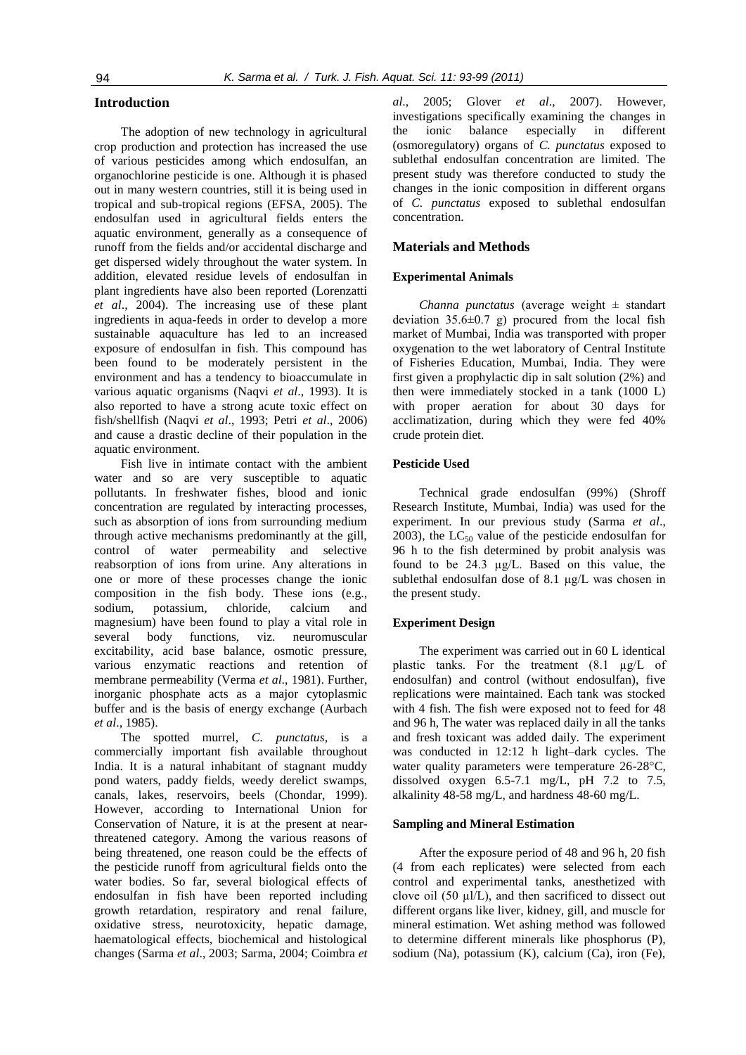## Introduction

The adoption of new technology in agricultural crop production and protection has increased the use of various pesticides among which endosulfan, an organochlorine pesticide is one. Although it is phased out in many western countries, still it is being used in tropical and sub-tropical regions (EFSA, 2005). The endosulfan used in agricultural fields enters the aquatic environment, generally as a consequence of runoff from the fields and/or accidental discharge and get dispersed widely throughout the water system. In addition, elevated residue levels of endosulfan in plant ingredients have also been reported (Lorenzatti *et al*., 2004). The increasing use of these plant ingredients in aqua-feeds in order to develop a more sustainable aquaculture has led to an increased exposure of endosulfan in fish. This compound has been found to be moderately persistent in the environment and has a tendency to bioaccumulate in various aquatic organisms (Naqvi *et al*., 1993). It is also reported to have a strong acute toxic effect on fish/shellfish (Naqvi *et al*., 1993; Petri *et al*., 2006) and cause a drastic decline of their population in the aquatic environment.

Fish live in intimate contact with the ambient water and so are very susceptible to aquatic pollutants. In freshwater fishes, blood and ionic concentration are regulated by interacting processes, such as absorption of ions from surrounding medium through active mechanisms predominantly at the gill, control of water permeability and selective reabsorption of ions from urine. Any alterations in one or more of these processes change the ionic composition in the fish body. These ions (e.g., sodium, potassium, chloride, calcium and magnesium) have been found to play a vital role in several body functions, viz. neuromuscular excitability, acid base balance, osmotic pressure, various enzymatic reactions and retention of membrane permeability (Verma *et al*., 1981). Further, inorganic phosphate acts as a major cytoplasmic buffer and is the basis of energy exchange (Aurbach *et al*., 1985).

The spotted murrel, *C. punctatus*, is a commercially important fish available throughout India. It is a natural inhabitant of stagnant muddy pond waters, paddy fields, weedy derelict swamps, canals, lakes, reservoirs, beels (Chondar, 1999). However, according to International Union for Conservation of Nature, it is at the present at near-threatened category. Among the various reasons of being threatened, one reason could be the effects of the pesticide runoff from agricultural fields onto the water bodies. So far, several biological effects of endosulfan in fish have been reported including growth retardation, respiratory and renal failure, oxidative stress, neurotoxicity, hepatic damage, haematological effects, biochemical and histological changes (Sarma *et al*., 2003; Sarma, 2004; Coimbra *et al*., 2005; Glover *et al*., 2007). However, investigations specifically examining the changes in the ionic balance especially in different (osmoregulatory) organs of *C. punctatus* exposed to sublethal endosulfan concentration are limited. The present study was therefore conducted to study the changes in the ionic composition in different organs of *C. punctatus* exposed to sublethal endosulfan concentration.

## Materials and Methods

### Experimental Animals

*Channa punctatus* (average weight ± standart deviation 35.6±0.7 g) procured from the local fish market of Mumbai, India was transported with proper oxygenation to the wet laboratory of Central Institute of Fisheries Education, Mumbai, India. They were first given a prophylactic dip in salt solution (2%) and then were immediately stocked in a tank (1000 L) with proper aeration for about 30 days for acclimatization, during which they were fed 40% crude protein diet.

### Pesticide Used

Technical grade endosulfan (99%) (Shroff Research Institute, Mumbai, India) was used for the experiment. In our previous study (Sarma *et al*., 2003), the $LC_{50}$ value of the pesticide endosulfan for 96 h to the fish determined by probit analysis was found to be 24.3 µg/L. Based on this value, the sublethal endosulfan dose of 8.1 µg/L was chosen in the present study.

### Experiment Design

The experiment was carried out in 60 L identical plastic tanks. For the treatment (8.1 µg/L of endosulfan) and control (without endosulfan), five replications were maintained. Each tank was stocked with 4 fish. The fish were exposed not to feed for 48 and 96 h, The water was replaced daily in all the tanks and fresh toxicant was added daily. The experiment was conducted in 12:12 h light–dark cycles. The water quality parameters were temperature 26-28°C, dissolved oxygen 6.5-7.1 mg/L, pH 7.2 to 7.5, alkalinity 48-58 mg/L, and hardness 48-60 mg/L.

### Sampling and Mineral Estimation

After the exposure period of 48 and 96 h, 20 fish (4 from each replicates) were selected from each control and experimental tanks, anesthetized with clove oil (50 µl/L), and then sacrificed to dissect out different organs like liver, kidney, gill, and muscle for mineral estimation. Wet ashing method was followed to determine different minerals like phosphorus (P), sodium (Na), potassium (K), calcium (Ca), iron (Fe),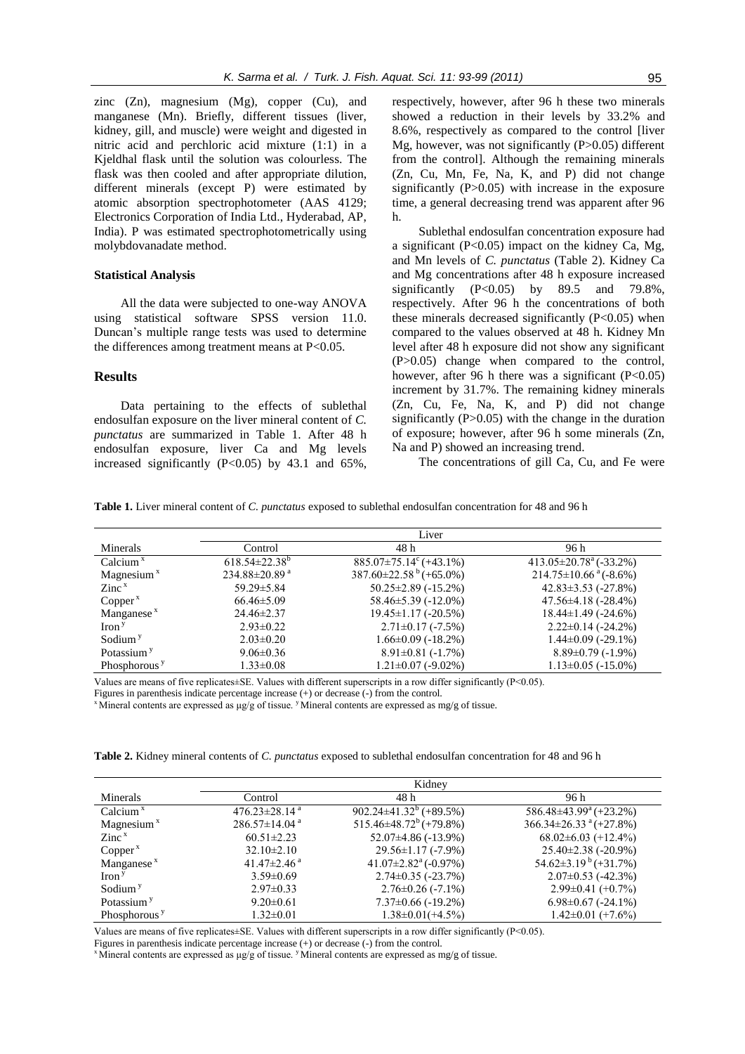zinc (Zn), magnesium (Mg), copper (Cu), and manganese (Mn). Briefly, different tissues (liver, kidney, gill, and muscle) were weight and digested in nitric acid and perchloric acid mixture (1:1) in a Kjeldhal flask until the solution was colourless. The flask was then cooled and after appropriate dilution, different minerals (except P) were estimated by atomic absorption spectrophotometer (AAS 4129; Electronics Corporation of India Ltd., Hyderabad, AP, India). P was estimated spectrophotometrically using molybdovanadate method.

### Statistical Analysis

All the data were subjected to one-way ANOVA using statistical software SPSS version 11.0. Duncan's multiple range tests was used to determine the differences among treatment means at $P<0.05$.

## Results

Data pertaining to the effects of sublethal endosulfan exposure on the liver mineral content of *C. punctatus* are summarized in Table 1. After 48 h endosulfan exposure, liver Ca and Mg levels increased significantly ($P<0.05$) by 43.1 and 65%, respectively, however, after 96 h these two minerals showed a reduction in their levels by 33.2% and 8.6%, respectively as compared to the control [liver Mg, however, was not significantly ($P>0.05$) different from the control]. Although the remaining minerals (Zn, Cu, Mn, Fe, Na, K, and P) did not change significantly ($P>0.05$) with increase in the exposure time, a general decreasing trend was apparent after 96 h.

Sublethal endosulfan concentration exposure had a significant ($P<0.05$) impact on the kidney Ca, Mg, and Mn levels of *C. punctatus* (Table 2). Kidney Ca and Mg concentrations after 48 h exposure increased significantly ($P<0.05$) by 89.5 and 79.8%, respectively. After 96 h the concentrations of both these minerals decreased significantly ($P<0.05$) when compared to the values observed at 48 h. Kidney Mn level after 48 h exposure did not show any significant ($P>0.05$) change when compared to the control, however, after 96 h there was a significant ($P<0.05$) increment by 31.7%. The remaining kidney minerals (Zn, Cu, Fe, Na, K, and P) did not change significantly ($P>0.05$) with the change in the duration of exposure; however, after 96 h some minerals (Zn, Na and P) showed an increasing trend.

The concentrations of gill Ca, Cu, and Fe were

**Table 1.** Liver mineral content of *C. punctatus* exposed to sublethal endosulfan concentration for 48 and 96 h

| | Liver | | |
|---|---|---|---|
| Minerals | Control | 48 h | 96 h |
| Calcium [x] | 618.54±22.38[b] | 885.07±75.14[c] (+43.1%) | 413.05±20.78[a] (-33.2%) |
| Magnesium [x] | 234.88±20.89[a] | 387.60±22.58[b] (+65.0%) | 214.75±10.66[a] (-8.6%) |
| Zinc [x] | 59.29±5.84 | 50.25±2.89 (-15.2%) | 42.83±3.53 (-27.8%) |
| Copper [x] | 66.46±5.09 | 58.46±5.39 (-12.0%) | 47.56±4.18 (-28.4%) |
| Manganese [x] | 24.46±2.37 | 19.45±1.17 (-20.5%) | 18.44±1.49 (-24.6%) |
| Iron [y] | 2.93±0.22 | 2.71±0.17 (-7.5%) | 2.22±0.14 (-24.2%) |
| Sodium [y] | 2.03±0.20 | 1.66±0.09 (-18.2%) | 1.44±0.09 (-29.1%) |
| Potassium [y] | 9.06±0.36 | 8.91±0.81 (-1.7%) | 8.89±0.79 (-1.9%) |
| Phosphorous [y] | 1.33±0.08 | 1.21±0.07 (-9.02%) | 1.13±0.05 (-15.0%) |

Values are means of five replicates±SE. Values with different superscripts in a row differ significantly ($P<0.05$).
Figures in parenthesis indicate percentage increase (+) or decrease (-) from the control.
[x] Mineral contents are expressed as µg/g of tissue. [y] Mineral contents are expressed as mg/g of tissue.

**Table 2.** Kidney mineral contents of *C. punctatus* exposed to sublethal endosulfan concentration for 48 and 96 h

| | Kidney | | |
|---|---|---|---|
| Minerals | Control | 48 h | 96 h |
| Calcium [x] | 476.23±28.14[a] | 902.24±41.32[b] (+89.5%) | 586.48±43.99[a] (+23.2%) |
| Magnesium [x] | 286.57±14.04[a] | 515.46±48.72[b] (+79.8%) | 366.34±26.33[a] (+27.8%) |
| Zinc [x] | 60.51±2.23 | 52.07±4.86 (-13.9%) | 68.02±6.03 (+12.4%) |
| Copper [x] | 32.10±2.10 | 29.56±1.17 (-7.9%) | 25.40±2.38 (-20.9%) |
| Manganese [x] | 41.47±2.46[a] | 41.07±2.82[a] (-0.97%) | 54.62±3.19[b] (+31.7%) |
| Iron [y] | 3.59±0.69 | 2.74±0.35 (-23.7%) | 2.07±0.53 (-42.3%) |
| Sodium [y] | 2.97±0.33 | 2.76±0.26 (-7.1%) | 2.99±0.41 (+0.7%) |
| Potassium [y] | 9.20±0.61 | 7.37±0.66 (-19.2%) | 6.98±0.67 (-24.1%) |
| Phosphorous [y] | 1.32±0.01 | 1.38±0.01(+4.5%) | 1.42±0.01 (+7.6%) |

Values are means of five replicates±SE. Values with different superscripts in a row differ significantly ($P<0.05$).
Figures in parenthesis indicate percentage increase (+) or decrease (-) from the control.
[x] Mineral contents are expressed as µg/g of tissue. [y] Mineral contents are expressed as mg/g of tissue.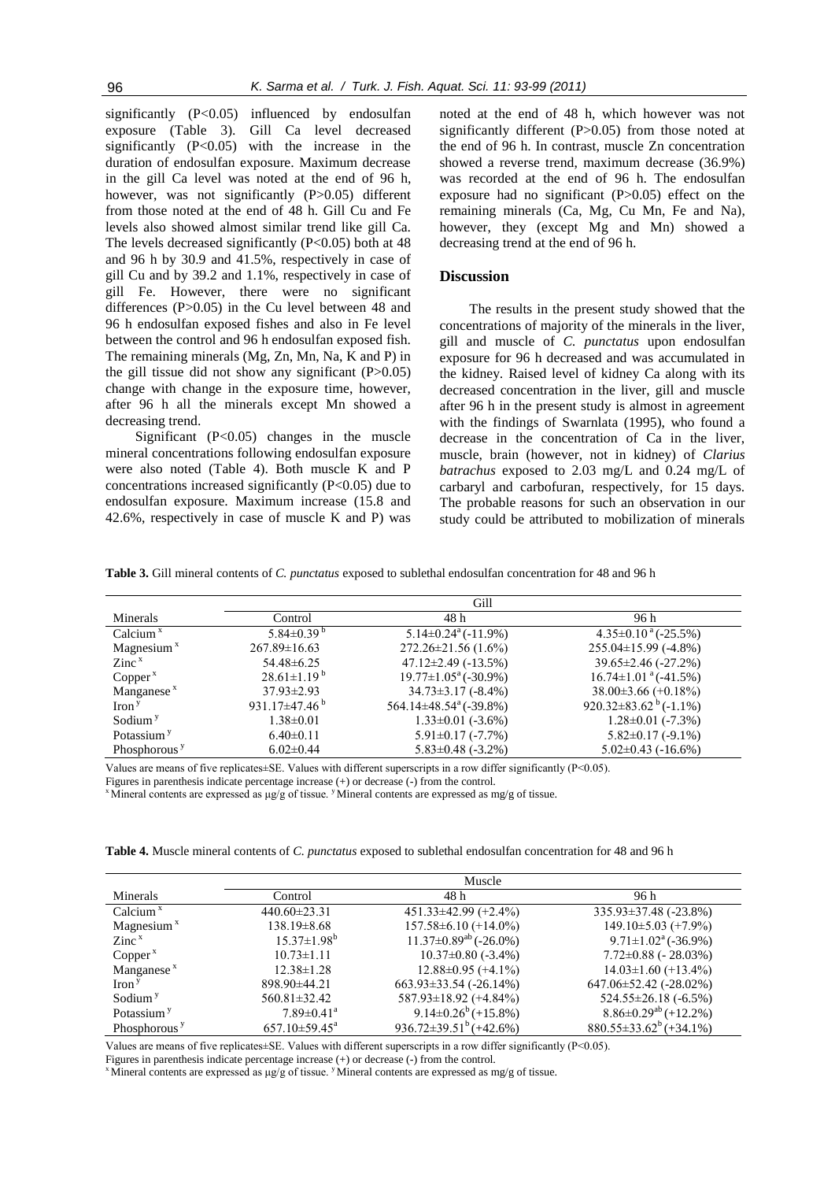significantly ($P<0.05$) influenced by endosulfan exposure (Table 3). Gill Ca level decreased significantly ($P<0.05$) with the increase in the duration of endosulfan exposure. Maximum decrease in the gill Ca level was noted at the end of 96 h, however, was not significantly ($P>0.05$) different from those noted at the end of 48 h. Gill Cu and Fe levels also showed almost similar trend like gill Ca. The levels decreased significantly ($P<0.05$) both at 48 and 96 h by 30.9 and 41.5%, respectively in case of gill Cu and by 39.2 and 1.1%, respectively in case of gill Fe. However, there were no significant differences ($P>0.05$) in the Cu level between 48 and 96 h endosulfan exposed fishes and also in Fe level between the control and 96 h endosulfan exposed fish. The remaining minerals (Mg, Zn, Mn, Na, K and P) in the gill tissue did not show any significant ($P>0.05$) change with change in the exposure time, however, after 96 h all the minerals except Mn showed a decreasing trend.

Significant ($P<0.05$) changes in the muscle mineral concentrations following endosulfan exposure were also noted (Table 4). Both muscle K and P concentrations increased significantly ($P<0.05$) due to endosulfan exposure. Maximum increase (15.8 and 42.6%, respectively in case of muscle K and P) was noted at the end of 48 h, which however was not significantly different ($P>0.05$) from those noted at the end of 96 h. In contrast, muscle Zn concentration showed a reverse trend, maximum decrease (36.9%) was recorded at the end of 96 h. The endosulfan exposure had no significant ($P>0.05$) effect on the remaining minerals (Ca, Mg, Cu Mn, Fe and Na), however, they (except Mg and Mn) showed a decreasing trend at the end of 96 h.

## Discussion

The results in the present study showed that the concentrations of majority of the minerals in the liver, gill and muscle of *C. punctatus* upon endosulfan exposure for 96 h decreased and was accumulated in the kidney. Raised level of kidney Ca along with its decreased concentration in the liver, gill and muscle after 96 h in the present study is almost in agreement with the findings of Swarnlata (1995), who found a decrease in the concentration of Ca in the liver, muscle, brain (however, not in kidney) of *Clarius batrachus* exposed to 2.03 mg/L and 0.24 mg/L of carbaryl and carbofuran, respectively, for 15 days. The probable reasons for such an observation in our study could be attributed to mobilization of minerals

**Table 3.** Gill mineral contents of *C. punctatus* exposed to sublethal endosulfan concentration for 48 and 96 h

| | Gill | | |
|---|---|---|---|
| Minerals | Control | 48 h | 96 h |
| Calcium $^x$ | 5.84±0.39 $^b$ | 5.14±0.24$^a$ (-11.9%) | 4.35±0.10$^a$ (-25.5%) |
| Magnesium $^x$ | 267.89±16.63 | 272.26±21.56 (1.6%) | 255.04±15.99 (-4.8%) |
| Zinc $^x$ | 54.48±6.25 | 47.12±2.49 (-13.5%) | 39.65±2.46 (-27.2%) |
| Copper $^x$ | 28.61±1.19 $^b$ | 19.77±1.05$^a$ (-30.9%) | 16.74±1.01$^a$ (-41.5%) |
| Manganese $^x$ | 37.93±2.93 | 34.73±3.17 (-8.4%) | 38.00±3.66 (+0.18%) |
| Iron $^y$ | 931.17±47.46 $^b$ | 564.14±48.54$^a$ (-39.8%) | 920.32±83.62$^b$ (-1.1%) |
| Sodium $^y$ | 1.38±0.01 | 1.33±0.01 (-3.6%) | 1.28±0.01 (-7.3%) |
| Potassium $^y$ | 6.40±0.11 | 5.91±0.17 (-7.7%) | 5.82±0.17 (-9.1%) |
| Phosphorous $^y$ | 6.02±0.44 | 5.83±0.48 (-3.2%) | 5.02±0.43 (-16.6%) |

Values are means of five replicates±SE. Values with different superscripts in a row differ significantly ($P<0.05$).
Figures in parenthesis indicate percentage increase (+) or decrease (-) from the control.
$^x$ Mineral contents are expressed as µg/g of tissue. $^y$ Mineral contents are expressed as mg/g of tissue.

**Table 4.** Muscle mineral contents of *C. punctatus* exposed to sublethal endosulfan concentration for 48 and 96 h

| | Muscle | | |
|---|---|---|---|
| Minerals | Control | 48 h | 96 h |
| Calcium $^x$ | 440.60±23.31 | 451.33±42.99 (+2.4%) | 335.93±37.48 (-23.8%) |
| Magnesium $^x$ | 138.19±8.68 | 157.58±6.10 (+14.0%) | 149.10±5.03 (+7.9%) |
| Zinc $^x$ | 15.37±1.98$^b$ | 11.37±0.89$^{ab}$ (-26.0%) | 9.71±1.02$^a$ (-36.9%) |
| Copper $^x$ | 10.73±1.11 | 10.37±0.80 (-3.4%) | 7.72±0.88 (- 28.03%) |
| Manganese $^x$ | 12.38±1.28 | 12.88±0.95 (+4.1%) | 14.03±1.60 (+13.4%) |
| Iron $^y$ | 898.90±44.21 | 663.93±33.54 (-26.14%) | 647.06±52.42 (-28.02%) |
| Sodium $^y$ | 560.81±32.42 | 587.93±18.92 (+4.84%) | 524.55±26.18 (-6.5%) |
| Potassium $^y$ | 7.89±0.41$^a$ | 9.14±0.26$^b$ (+15.8%) | 8.86±0.29$^{ab}$ (+12.2%) |
| Phosphorous $^y$ | 657.10±59.45$^a$ | 936.72±39.51$^b$ (+42.6%) | 880.55±33.62$^b$ (+34.1%) |

Values are means of five replicates±SE. Values with different superscripts in a row differ significantly ($P<0.05$).
Figures in parenthesis indicate percentage increase (+) or decrease (-) from the control.
$^x$ Mineral contents are expressed as µg/g of tissue. $^y$ Mineral contents are expressed as mg/g of tissue.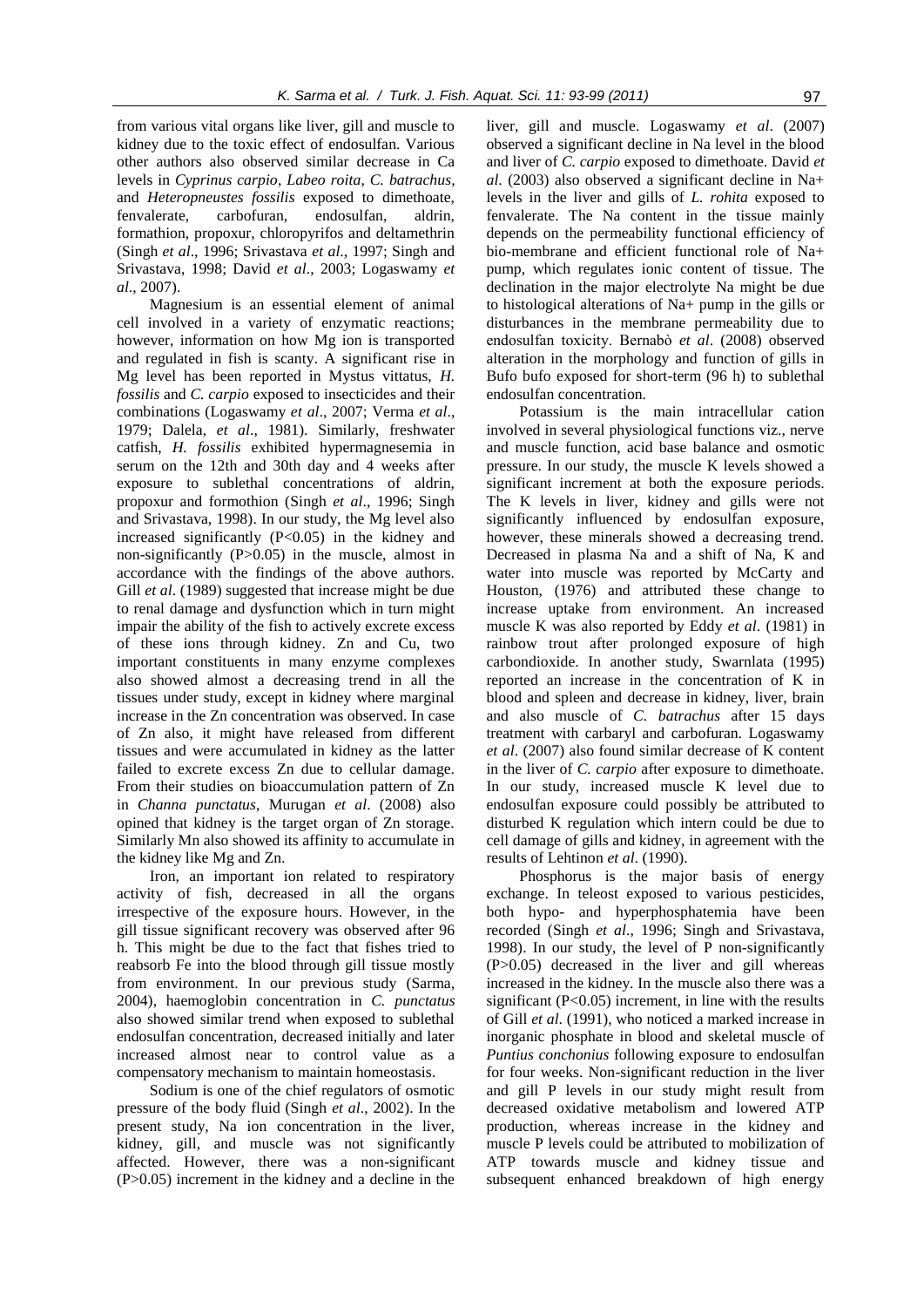from various vital organs like liver, gill and muscle to kidney due to the toxic effect of endosulfan. Various other authors also observed similar decrease in Ca levels in *Cyprinus carpio*, *Labeo roita*, *C. batrachus*, and *Heteropneustes fossilis* exposed to dimethoate, fenvalerate, carbofuran, endosulfan, aldrin, formathion, propoxur, chloropyrifos and deltamethrin (Singh *et al*., 1996; Srivastava *et al*., 1997; Singh and Srivastava, 1998; David *et al*., 2003; Logaswamy *et al*., 2007).

Magnesium is an essential element of animal cell involved in a variety of enzymatic reactions; however, information on how Mg ion is transported and regulated in fish is scanty. A significant rise in Mg level has been reported in Mystus vittatus, *H. fossilis* and *C. carpio* exposed to insecticides and their combinations (Logaswamy *et al*., 2007; Verma *et al*., 1979; Dalela, *et al*., 1981). Similarly, freshwater catfish, *H. fossilis* exhibited hypermagnesemia in serum on the 12th and 30th day and 4 weeks after exposure to sublethal concentrations of aldrin, propoxur and formothion (Singh *et al*., 1996; Singh and Srivastava, 1998). In our study, the Mg level also increased significantly ($P<0.05$) in the kidney and non-significantly ($P>0.05$) in the muscle, almost in accordance with the findings of the above authors. Gill *et al*. (1989) suggested that increase might be due to renal damage and dysfunction which in turn might impair the ability of the fish to actively excrete excess of these ions through kidney. Zn and Cu, two important constituents in many enzyme complexes also showed almost a decreasing trend in all the tissues under study, except in kidney where marginal increase in the Zn concentration was observed. In case of Zn also, it might have released from different tissues and were accumulated in kidney as the latter failed to excrete excess Zn due to cellular damage. From their studies on bioaccumulation pattern of Zn in *Channa punctatus*, Murugan *et al*. (2008) also opined that kidney is the target organ of Zn storage. Similarly Mn also showed its affinity to accumulate in the kidney like Mg and Zn.

Iron, an important ion related to respiratory activity of fish, decreased in all the organs irrespective of the exposure hours. However, in the gill tissue significant recovery was observed after 96 h. This might be due to the fact that fishes tried to reabsorb Fe into the blood through gill tissue mostly from environment. In our previous study (Sarma, 2004), haemoglobin concentration in *C. punctatus* also showed similar trend when exposed to sublethal endosulfan concentration, decreased initially and later increased almost near to control value as a compensatory mechanism to maintain homeostasis.

Sodium is one of the chief regulators of osmotic pressure of the body fluid (Singh *et al*., 2002). In the present study, Na ion concentration in the liver, kidney, gill, and muscle was not significantly affected. However, there was a non-significant ($P>0.05$) increment in the kidney and a decline in the liver, gill and muscle. Logaswamy *et al*. (2007) observed a significant decline in Na level in the blood and liver of *C. carpio* exposed to dimethoate. David *et al*. (2003) also observed a significant decline in $Na^{+}$ levels in the liver and gills of *L. rohita* exposed to fenvalerate. The Na content in the tissue mainly depends on the permeability functional efficiency of bio-membrane and efficient functional role of $Na^{+}$ pump, which regulates ionic content of tissue. The declination in the major electrolyte Na might be due to histological alterations of $Na^{+}$ pump in the gills or disturbances in the membrane permeability due to endosulfan toxicity. Bernabò *et al*. (2008) observed alteration in the morphology and function of gills in Bufo bufo exposed for short-term (96 h) to sublethal endosulfan concentration.

Potassium is the main intracellular cation involved in several physiological functions viz., nerve and muscle function, acid base balance and osmotic pressure. In our study, the muscle K levels showed a significant increment at both the exposure periods. The K levels in liver, kidney and gills were not significantly influenced by endosulfan exposure, however, these minerals showed a decreasing trend. Decreased in plasma Na and a shift of Na, K and water into muscle was reported by McCarty and Houston, (1976) and attributed these change to increase uptake from environment. An increased muscle K was also reported by Eddy *et al*. (1981) in rainbow trout after prolonged exposure of high carbondioxide. In another study, Swarnlata (1995) reported an increase in the concentration of K in blood and spleen and decrease in kidney, liver, brain and also muscle of *C. batrachus* after 15 days treatment with carbaryl and carbofuran. Logaswamy *et al*. (2007) also found similar decrease of K content in the liver of *C. carpio* after exposure to dimethoate. In our study, increased muscle K level due to endosulfan exposure could possibly be attributed to disturbed K regulation which intern could be due to cell damage of gills and kidney, in agreement with the results of Lehtinon *et al*. (1990).

Phosphorus is the major basis of energy exchange. In teleost exposed to various pesticides, both hypo- and hyperphosphatemia have been recorded (Singh *et al*., 1996; Singh and Srivastava, 1998). In our study, the level of P non-significantly ($P>0.05$) decreased in the liver and gill whereas increased in the kidney. In the muscle also there was a significant ($P<0.05$) increment, in line with the results of Gill *et al*. (1991), who noticed a marked increase in inorganic phosphate in blood and skeletal muscle of *Puntius conchonius* following exposure to endosulfan for four weeks. Non-significant reduction in the liver and gill P levels in our study might result from decreased oxidative metabolism and lowered ATP production, whereas increase in the kidney and muscle P levels could be attributed to mobilization of ATP towards muscle and kidney tissue and subsequent enhanced breakdown of high energy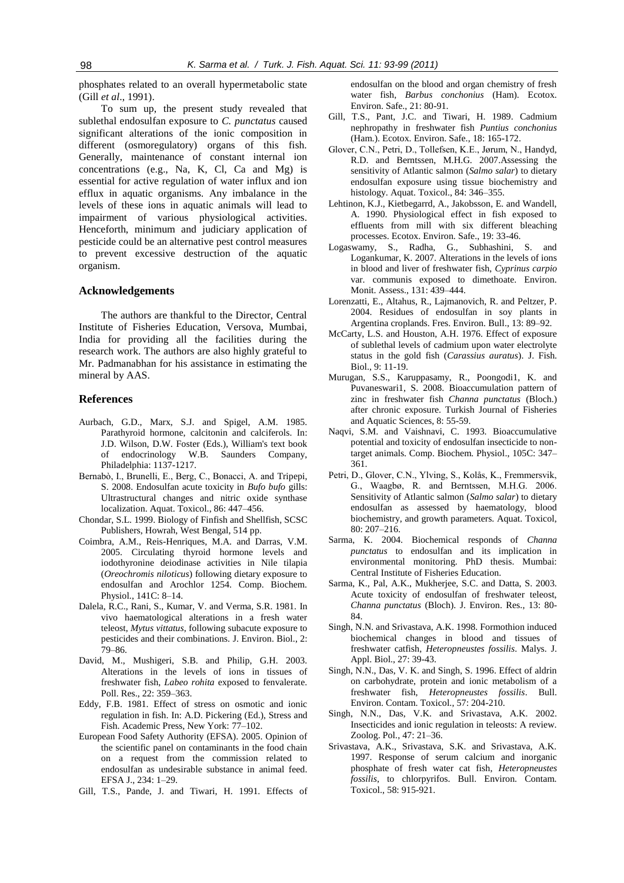phosphates related to an overall hypermetabolic state (Gill *et al*., 1991).

To sum up, the present study revealed that sublethal endosulfan exposure to *C. punctatus* caused significant alterations of the ionic composition in different (osmoregulatory) organs of this fish. Generally, maintenance of constant internal ion concentrations (e.g., Na, K, Cl, Ca and Mg) is essential for active regulation of water influx and ion efflux in aquatic organisms. Any imbalance in the levels of these ions in aquatic animals will lead to impairment of various physiological activities. Henceforth, minimum and judiciary application of pesticide could be an alternative pest control measures to prevent excessive destruction of the aquatic organism.

## Acknowledgements

The authors are thankful to the Director, Central Institute of Fisheries Education, Versova, Mumbai, India for providing all the facilities during the research work. The authors are also highly grateful to Mr. Padmanabhan for his assistance in estimating the mineral by AAS.

## References

Aurbach, G.D., Marx, S.J. and Spigel, A.M. 1985. Parathyroid hormone, calcitonin and calciferols. In: J.D. Wilson, D.W. Foster (Eds.), William's text book of endocrinology W.B. Saunders Company, Philadelphia: 1137-1217.

Bernabò, I., Brunelli, E., Berg, C., Bonacci, A. and Tripepi, S. 2008. Endosulfan acute toxicity in *Bufo bufo* gills: Ultrastructural changes and nitric oxide synthase localization. Aquat. Toxicol., 86: 447–456.

Chondar, S.L. 1999. Biology of Finfish and Shellfish, SCSC Publishers, Howrah, West Bengal, 514 pp.

Coimbra, A.M., Reis-Henriques, M.A. and Darras, V.M. 2005. Circulating thyroid hormone levels and iodothyronine deiodinase activities in Nile tilapia (*Oreochromis niloticus*) following dietary exposure to endosulfan and Arochlor 1254. Comp. Biochem. Physiol., 141C: 8–14.

Dalela, R.C., Rani, S., Kumar, V. and Verma, S.R. 1981. In vivo haematological alterations in a fresh water teleost, *Mytus vittatus*, following subacute exposure to pesticides and their combinations. J. Environ. Biol., 2: 79–86.

David, M., Mushigeri, S.B. and Philip, G.H. 2003. Alterations in the levels of ions in tissues of freshwater fish, *Labeo rohita* exposed to fenvalerate. Poll. Res., 22: 359–363.

Eddy, F.B. 1981. Effect of stress on osmotic and ionic regulation in fish. In: A.D. Pickering (Ed.), Stress and Fish. Academic Press, New York: 77–102.

European Food Safety Authority (EFSA). 2005. Opinion of the scientific panel on contaminants in the food chain on a request from the commission related to endosulfan as undesirable substance in animal feed. EFSA J., 234: 1–29.

Gill, T.S., Pande, J. and Tiwari, H. 1991. Effects of endosulfan on the blood and organ chemistry of fresh water fish, *Barbus conchonius* (Ham). Ecotox. Environ. Safe., 21: 80-91.

Gill, T.S., Pant, J.C. and Tiwari, H. 1989. Cadmium nephropathy in freshwater fish *Puntius conchonius* (Ham.). Ecotox. Environ. Safe., 18: 165-172.

Glover, C.N., Petri, D., Tollefsen, K.E., Jørum, N., Handyd, R.D. and Berntssen, M.H.G. 2007.Assessing the sensitivity of Atlantic salmon (*Salmo salar*) to dietary endosulfan exposure using tissue biochemistry and histology. Aquat. Toxicol., 84: 346–355.

Lehtinon, K.J., Kietbegarrd, A., Jakobsson, E. and Wandell, A. 1990. Physiological effect in fish exposed to effluents from mill with six different bleaching processes. Ecotox. Environ. Safe., 19: 33-46.

Logaswamy, S., Radha, G., Subhashini, S. and Logankumar, K. 2007. Alterations in the levels of ions in blood and liver of freshwater fish, *Cyprinus carpio* var. communis exposed to dimethoate. Environ. Monit. Assess., 131: 439–444.

Lorenzatti, E., Altahus, R., Lajmanovich, R. and Peltzer, P. 2004. Residues of endosulfan in soy plants in Argentina croplands. Fres. Environ. Bull., 13: 89–92.

McCarty, L.S. and Houston, A.H. 1976. Effect of exposure of sublethal levels of cadmium upon water electrolyte status in the gold fish (*Carassius auratus*). J. Fish. Biol., 9: 11-19.

Murugan, S.S., Karuppasamy, R., Poongodi1, K. and Puvaneswari1, S. 2008. Bioaccumulation pattern of zinc in freshwater fish *Channa punctatus* (Bloch.) after chronic exposure. Turkish Journal of Fisheries and Aquatic Sciences, 8: 55-59.

Naqvi, S.M. and Vaishnavi, C. 1993. Bioaccumulative potential and toxicity of endosulfan insecticide to non-target animals. Comp. Biochem. Physiol., 105C: 347–361.

Petri, D., Glover, C.N., Ylving, S., Kolås, K., Fremmersvik, G., Waagbø, R. and Berntssen, M.H.G. 2006. Sensitivity of Atlantic salmon (*Salmo salar*) to dietary endosulfan as assessed by haematology, blood biochemistry, and growth parameters. Aquat. Toxicol, 80: 207–216.

Sarma, K. 2004. Biochemical responds of *Channa punctatus* to endosulfan and its implication in environmental monitoring. PhD thesis. Mumbai: Central Institute of Fisheries Education.

Sarma, K., Pal, A.K., Mukherjee, S.C. and Datta, S. 2003. Acute toxicity of endosulfan of freshwater teleost, *Channa punctatus* (Bloch). J. Environ. Res., 13: 80-84.

Singh, N.N. and Srivastava, A.K. 1998. Formothion induced biochemical changes in blood and tissues of freshwater catfish, *Heteropneustes fossilis*. Malys. J. Appl. Biol., 27: 39-43.

Singh, N.N., Das, V. K. and Singh, S. 1996. Effect of aldrin on carbohydrate, protein and ionic metabolism of a freshwater fish, *Heteropneustes fossilis*. Bull. Environ. Contam. Toxicol., 57: 204-210.

Singh, N.N., Das, V.K. and Srivastava, A.K. 2002. Insecticides and ionic regulation in teleosts: A review. Zoolog. Pol., 47: 21–36.

Srivastava, A.K., Srivastava, S.K. and Srivastava, A.K. 1997. Response of serum calcium and inorganic phosphate of fresh water cat fish, *Heteropneustes fossilis*, to chlorpyrifos. Bull. Environ. Contam. Toxicol., 58: 915-921.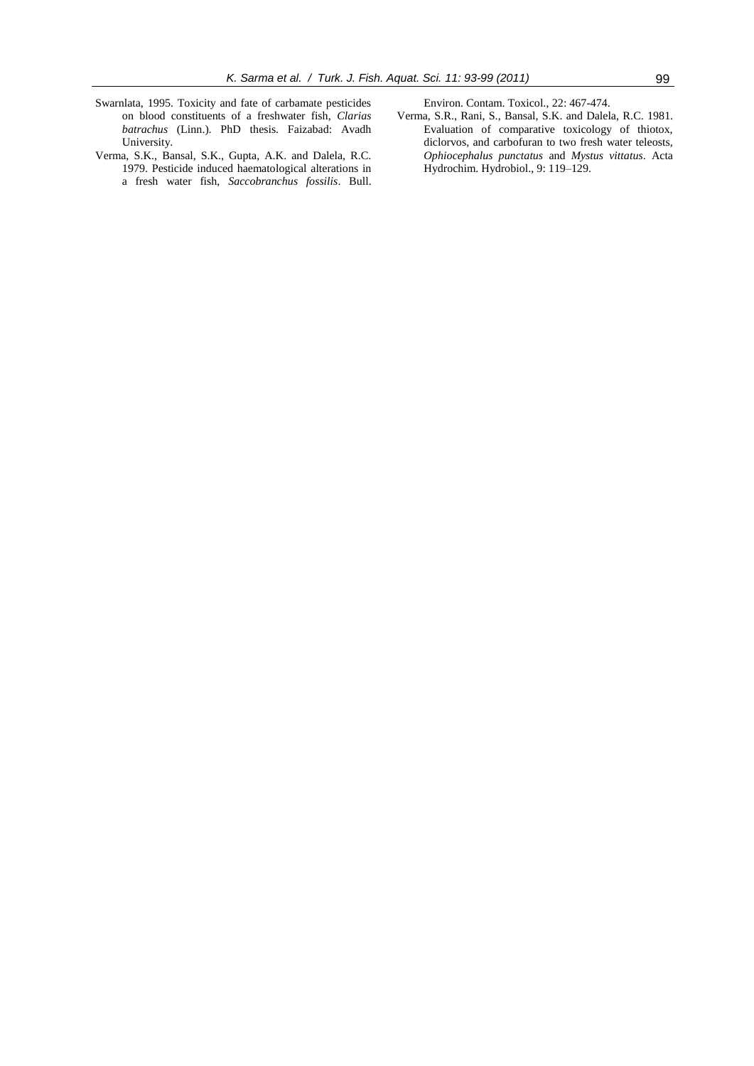Swarnlata, 1995. Toxicity and fate of carbamate pesticides on blood constituents of a freshwater fish, *Clarias batrachus* (Linn.). PhD thesis. Faizabad: Avadh University.

Verma, S.K., Bansal, S.K., Gupta, A.K. and Dalela, R.C. 1979. Pesticide induced haematological alterations in a fresh water fish, *Saccobranchus fossilis*. Bull. Environ. Contam. Toxicol., 22: 467-474.

Verma, S.R., Rani, S., Bansal, S.K. and Dalela, R.C. 1981. Evaluation of comparative toxicology of thiotox, diclorvos, and carbofuran to two fresh water teleosts, *Ophiocephalus punctatus* and *Mystus vittatus*. Acta Hydrochim. Hydrobiol., 9: 119–129.